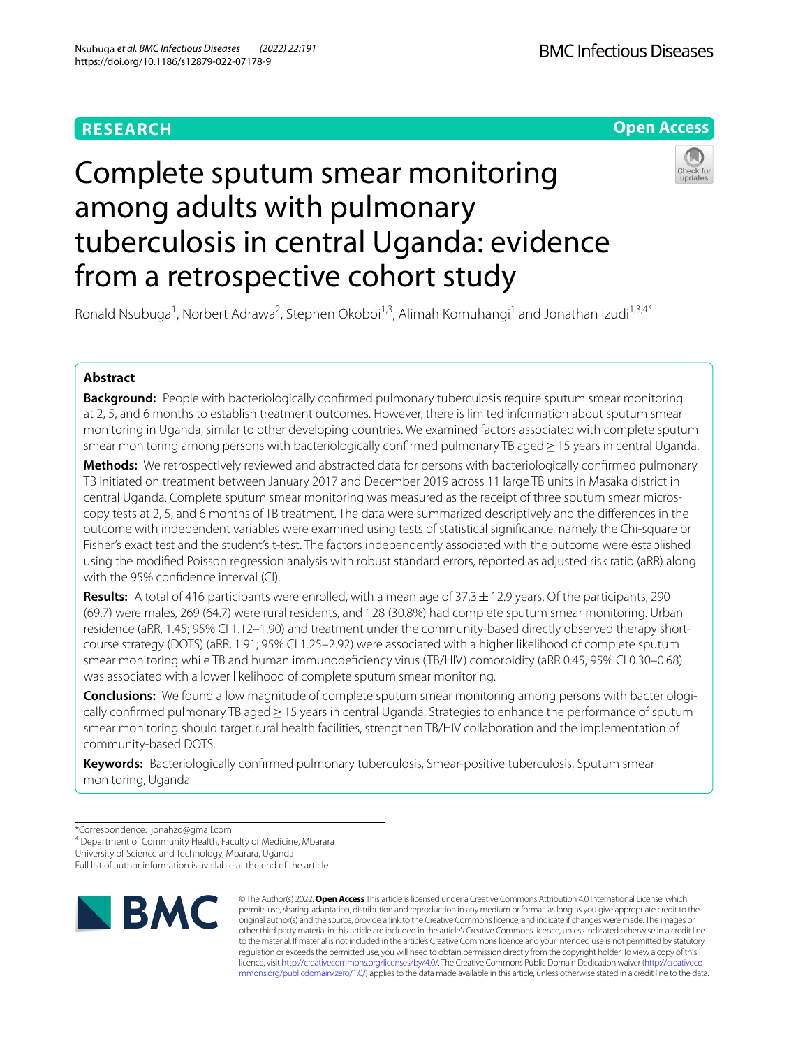RESEARCH

Open Access

# Complete sputum smear monitoring among adults with pulmonary tuberculosis in central Uganda: evidence from a retrospective cohort study

Ronald Nsubuga[1], Norbert Adrawa[2], Stephen Okoboi[1,3], Alimah Komuhangi[1] and Jonathan Izudi[1,3,4*]

## Abstract

**Background:** People with bacteriologically confirmed pulmonary tuberculosis require sputum smear monitoring at 2, 5, and 6 months to establish treatment outcomes. However, there is limited information about sputum smear monitoring in Uganda, similar to other developing countries. We examined factors associated with complete sputum smear monitoring among persons with bacteriologically confirmed pulmonary TB aged ≥ 15 years in central Uganda.

**Methods:** We retrospectively reviewed and abstracted data for persons with bacteriologically confirmed pulmonary TB initiated on treatment between January 2017 and December 2019 across 11 large TB units in Masaka district in central Uganda. Complete sputum smear monitoring was measured as the receipt of three sputum smear microscopy tests at 2, 5, and 6 months of TB treatment. The data were summarized descriptively and the differences in the outcome with independent variables were examined using tests of statistical significance, namely the Chi-square or Fisher's exact test and the student's t-test. The factors independently associated with the outcome were established using the modified Poisson regression analysis with robust standard errors, reported as adjusted risk ratio (aRR) along with the 95% confidence interval (CI).

**Results:** A total of 416 participants were enrolled, with a mean age of 37.3 ± 12.9 years. Of the participants, 290 (69.7) were males, 269 (64.7) were rural residents, and 128 (30.8%) had complete sputum smear monitoring. Urban residence (aRR, 1.45; 95% CI 1.12–1.90) and treatment under the community-based directly observed therapy short-course strategy (DOTS) (aRR, 1.91; 95% CI 1.25–2.92) were associated with a higher likelihood of complete sputum smear monitoring while TB and human immunodeficiency virus (TB/HIV) comorbidity (aRR 0.45, 95% CI 0.30–0.68) was associated with a lower likelihood of complete sputum smear monitoring.

**Conclusions:** We found a low magnitude of complete sputum smear monitoring among persons with bacteriologically confirmed pulmonary TB aged ≥ 15 years in central Uganda. Strategies to enhance the performance of sputum smear monitoring should target rural health facilities, strengthen TB/HIV collaboration and the implementation of community-based DOTS.

**Keywords:** Bacteriologically confirmed pulmonary tuberculosis, Smear-positive tuberculosis, Sputum smear monitoring, Uganda

*Correspondence: jonahzd@gmail.com

[4] Department of Community Health, Faculty of Medicine, Mbarara University of Science and Technology, Mbarara, Uganda

Full list of author information is available at the end of the article

© The Author(s) 2022. **Open Access** This article is licensed under a Creative Commons Attribution 4.0 International License, which permits use, sharing, adaptation, distribution and reproduction in any medium or format, as long as you give appropriate credit to the original author(s) and the source, provide a link to the Creative Commons licence, and indicate if changes were made. The images or other third party material in this article are included in the article's Creative Commons licence, unless indicated otherwise in a credit line to the material. If material is not included in the article's Creative Commons licence and your intended use is not permitted by statutory regulation or exceeds the permitted use, you will need to obtain permission directly from the copyright holder. To view a copy of this licence, visit http://creativecommons.org/licenses/by/4.0/. The Creative Commons Public Domain Dedication waiver (http://creativecommons.org/publicdomain/zero/1.0/) applies to the data made available in this article, unless otherwise stated in a credit line to the data.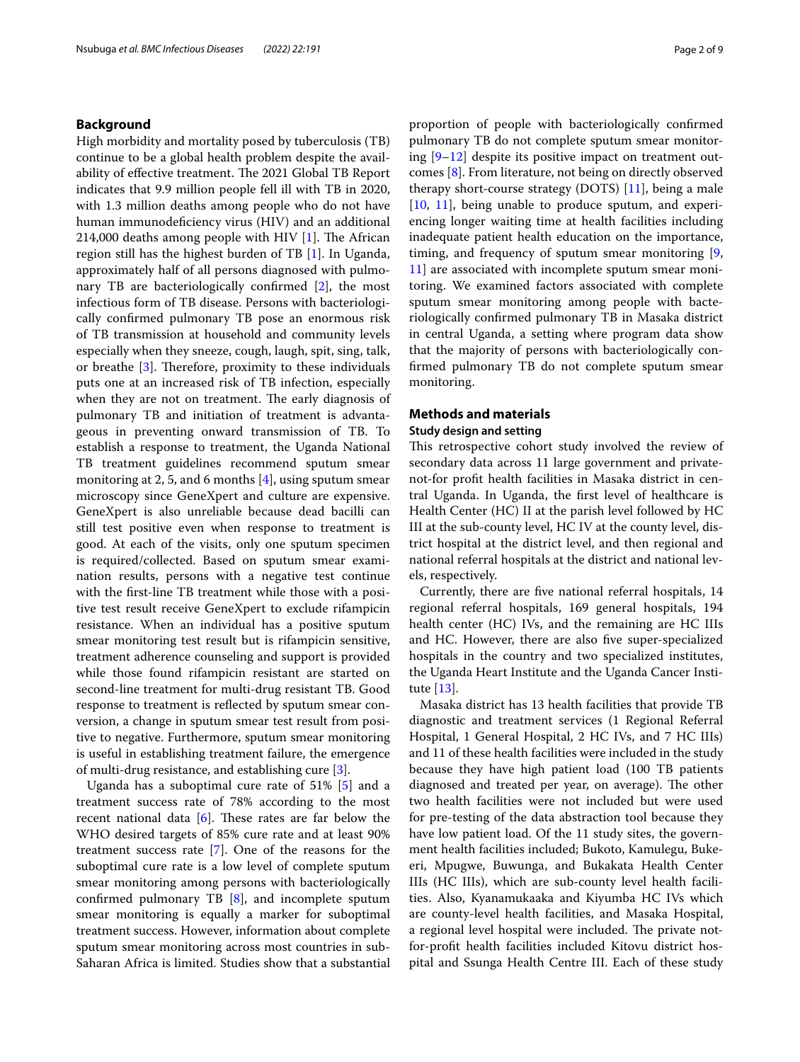## Background

High morbidity and mortality posed by tuberculosis (TB) continue to be a global health problem despite the availability of effective treatment. The 2021 Global TB Report indicates that 9.9 million people fell ill with TB in 2020, with 1.3 million deaths among people who do not have human immunodeficiency virus (HIV) and an additional 214,000 deaths among people with HIV [1]. The African region still has the highest burden of TB [1]. In Uganda, approximately half of all persons diagnosed with pulmonary TB are bacteriologically confirmed [2], the most infectious form of TB disease. Persons with bacteriologically confirmed pulmonary TB pose an enormous risk of TB transmission at household and community levels especially when they sneeze, cough, laugh, spit, sing, talk, or breathe [3]. Therefore, proximity to these individuals puts one at an increased risk of TB infection, especially when they are not on treatment. The early diagnosis of pulmonary TB and initiation of treatment is advantageous in preventing onward transmission of TB. To establish a response to treatment, the Uganda National TB treatment guidelines recommend sputum smear monitoring at 2, 5, and 6 months [4], using sputum smear microscopy since GeneXpert and culture are expensive. GeneXpert is also unreliable because dead bacilli can still test positive even when response to treatment is good. At each of the visits, only one sputum specimen is required/collected. Based on sputum smear examination results, persons with a negative test continue with the first-line TB treatment while those with a positive test result receive GeneXpert to exclude rifampicin resistance. When an individual has a positive sputum smear monitoring test result but is rifampicin sensitive, treatment adherence counseling and support is provided while those found rifampicin resistant are started on second-line treatment for multi-drug resistant TB. Good response to treatment is reflected by sputum smear conversion, a change in sputum smear test result from positive to negative. Furthermore, sputum smear monitoring is useful in establishing treatment failure, the emergence of multi-drug resistance, and establishing cure [3].

Uganda has a suboptimal cure rate of 51% [5] and a treatment success rate of 78% according to the most recent national data [6]. These rates are far below the WHO desired targets of 85% cure rate and at least 90% treatment success rate [7]. One of the reasons for the suboptimal cure rate is a low level of complete sputum smear monitoring among persons with bacteriologically confirmed pulmonary TB [8], and incomplete sputum smear monitoring is equally a marker for suboptimal treatment success. However, information about complete sputum smear monitoring across most countries in sub-Saharan Africa is limited. Studies show that a substantial proportion of people with bacteriologically confirmed pulmonary TB do not complete sputum smear monitoring [9–12] despite its positive impact on treatment outcomes [8]. From literature, not being on directly observed therapy short-course strategy (DOTS) [11], being a male [10, 11], being unable to produce sputum, and experiencing longer waiting time at health facilities including inadequate patient health education on the importance, timing, and frequency of sputum smear monitoring [9, 11] are associated with incomplete sputum smear monitoring. We examined factors associated with complete sputum smear monitoring among people with bacteriologically confirmed pulmonary TB in Masaka district in central Uganda, a setting where program data show that the majority of persons with bacteriologically confirmed pulmonary TB do not complete sputum smear monitoring.

## Methods and materials

### Study design and setting

This retrospective cohort study involved the review of secondary data across 11 large government and private-not-for profit health facilities in Masaka district in central Uganda. In Uganda, the first level of healthcare is Health Center (HC) II at the parish level followed by HC III at the sub-county level, HC IV at the county level, district hospital at the district level, and then regional and national referral hospitals at the district and national levels, respectively.

Currently, there are five national referral hospitals, 14 regional referral hospitals, 169 general hospitals, 194 health center (HC) IVs, and the remaining are HC IIIs and HC. However, there are also five super-specialized hospitals in the country and two specialized institutes, the Uganda Heart Institute and the Uganda Cancer Institute [13].

Masaka district has 13 health facilities that provide TB diagnostic and treatment services (1 Regional Referral Hospital, 1 General Hospital, 2 HC IVs, and 7 HC IIIs) and 11 of these health facilities were included in the study because they have high patient load (100 TB patients diagnosed and treated per year, on average). The other two health facilities were not included but were used for pre-testing of the data abstraction tool because they have low patient load. Of the 11 study sites, the government health facilities included; Bukoto, Kamulegu, Bukeeri, Mpugwe, Buwunga, and Bukakata Health Center IIIs (HC IIIs), which are sub-county level health facilities. Also, Kyanamukaaka and Kiyumba HC IVs which are county-level health facilities, and Masaka Hospital, a regional level hospital were included. The private not-for-profit health facilities included Kitovu district hospital and Ssunga Health Centre III. Each of these study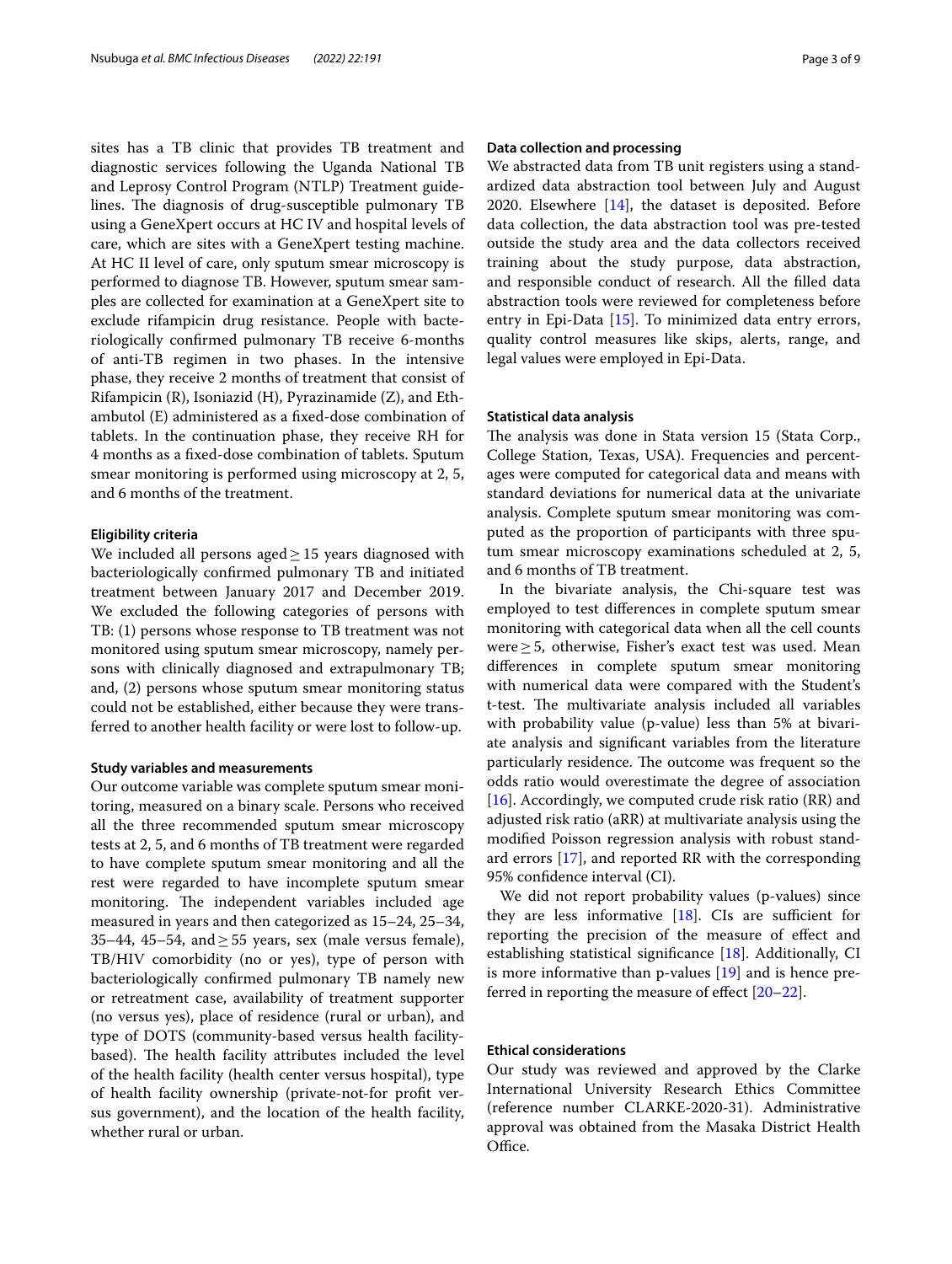sites has a TB clinic that provides TB treatment and diagnostic services following the Uganda National TB and Leprosy Control Program (NTLP) Treatment guidelines. The diagnosis of drug-susceptible pulmonary TB using a GeneXpert occurs at HC IV and hospital levels of care, which are sites with a GeneXpert testing machine. At HC II level of care, only sputum smear microscopy is performed to diagnose TB. However, sputum smear samples are collected for examination at a GeneXpert site to exclude rifampicin drug resistance. People with bacteriologically confirmed pulmonary TB receive 6-months of anti-TB regimen in two phases. In the intensive phase, they receive 2 months of treatment that consist of Rifampicin (R), Isoniazid (H), Pyrazinamide (Z), and Ethambutol (E) administered as a fixed-dose combination of tablets. In the continuation phase, they receive RH for 4 months as a fixed-dose combination of tablets. Sputum smear monitoring is performed using microscopy at 2, 5, and 6 months of the treatment.

#### Eligibility criteria

We included all persons aged ≥ 15 years diagnosed with bacteriologically confirmed pulmonary TB and initiated treatment between January 2017 and December 2019. We excluded the following categories of persons with TB: (1) persons whose response to TB treatment was not monitored using sputum smear microscopy, namely persons with clinically diagnosed and extrapulmonary TB; and, (2) persons whose sputum smear monitoring status could not be established, either because they were transferred to another health facility or were lost to follow-up.

#### Study variables and measurements

Our outcome variable was complete sputum smear monitoring, measured on a binary scale. Persons who received all the three recommended sputum smear microscopy tests at 2, 5, and 6 months of TB treatment were regarded to have complete sputum smear monitoring and all the rest were regarded to have incomplete sputum smear monitoring. The independent variables included age measured in years and then categorized as 15–24, 25–34, 35–44, 45–54, and ≥ 55 years, sex (male versus female), TB/HIV comorbidity (no or yes), type of person with bacteriologically confirmed pulmonary TB namely new or retreatment case, availability of treatment supporter (no versus yes), place of residence (rural or urban), and type of DOTS (community-based versus health facility-based). The health facility attributes included the level of the health facility (health center versus hospital), type of health facility ownership (private-not-for profit versus government), and the location of the health facility, whether rural or urban.

#### Data collection and processing

We abstracted data from TB unit registers using a standardized data abstraction tool between July and August 2020. Elsewhere [14], the dataset is deposited. Before data collection, the data abstraction tool was pre-tested outside the study area and the data collectors received training about the study purpose, data abstraction, and responsible conduct of research. All the filled data abstraction tools were reviewed for completeness before entry in Epi-Data [15]. To minimized data entry errors, quality control measures like skips, alerts, range, and legal values were employed in Epi-Data.

#### Statistical data analysis

The analysis was done in Stata version 15 (Stata Corp., College Station, Texas, USA). Frequencies and percentages were computed for categorical data and means with standard deviations for numerical data at the univariate analysis. Complete sputum smear monitoring was computed as the proportion of participants with three sputum smear microscopy examinations scheduled at 2, 5, and 6 months of TB treatment.

In the bivariate analysis, the Chi-square test was employed to test differences in complete sputum smear monitoring with categorical data when all the cell counts were ≥ 5, otherwise, Fisher's exact test was used. Mean differences in complete sputum smear monitoring with numerical data were compared with the Student's t-test. The multivariate analysis included all variables with probability value (p-value) less than 5% at bivariate analysis and significant variables from the literature particularly residence. The outcome was frequent so the odds ratio would overestimate the degree of association [16]. Accordingly, we computed crude risk ratio (RR) and adjusted risk ratio (aRR) at multivariate analysis using the modified Poisson regression analysis with robust standard errors [17], and reported RR with the corresponding 95% confidence interval (CI).

We did not report probability values (p-values) since they are less informative [18]. CIs are sufficient for reporting the precision of the measure of effect and establishing statistical significance [18]. Additionally, CI is more informative than p-values [19] and is hence preferred in reporting the measure of effect [20–22].

#### Ethical considerations

Our study was reviewed and approved by the Clarke International University Research Ethics Committee (reference number CLARKE-2020-31). Administrative approval was obtained from the Masaka District Health Office.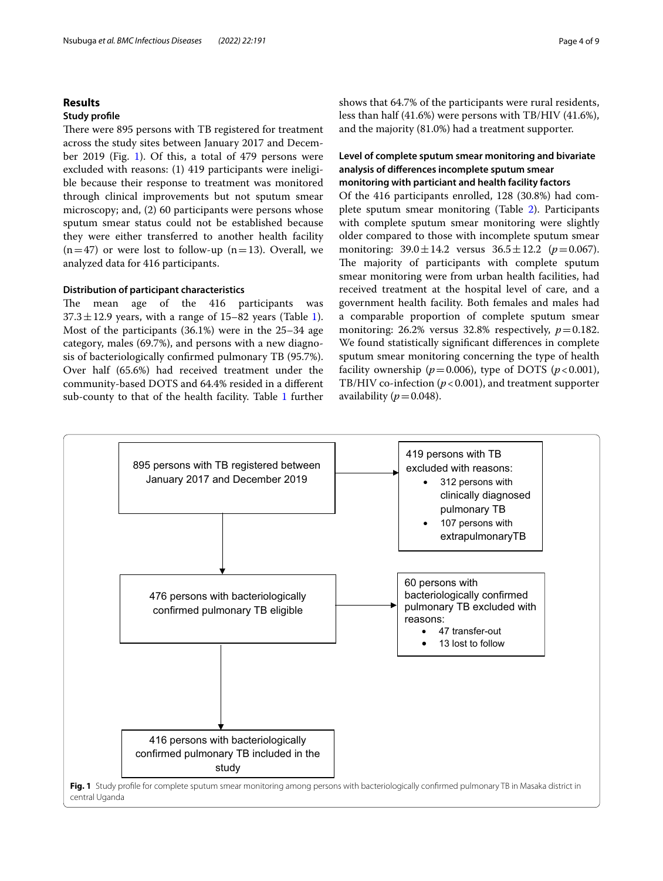## Results

### Study profile

There were 895 persons with TB registered for treatment across the study sites between January 2017 and December 2019 (Fig. 1). Of this, a total of 479 persons were excluded with reasons: (1) 419 participants were ineligible because their response to treatment was monitored through clinical improvements but not sputum smear microscopy; and, (2) 60 participants were persons whose sputum smear status could not be established because they were either transferred to another health facility ($n=47$) or were lost to follow-up ($n=13$). Overall, we analyzed data for 416 participants.

### Distribution of participant characteristics

The mean age of the 416 participants was $37.3 \pm 12.9$ years, with a range of 15–82 years (Table 1). Most of the participants (36.1%) were in the 25–34 age category, males (69.7%), and persons with a new diagnosis of bacteriologically confirmed pulmonary TB (95.7%). Over half (65.6%) had received treatment under the community-based DOTS and 64.4% resided in a different sub-county to that of the health facility. Table 1 further shows that 64.7% of the participants were rural residents, less than half (41.6%) were persons with TB/HIV (41.6%), and the majority (81.0%) had a treatment supporter.

### Level of complete sputum smear monitoring and bivariate analysis of differences incomplete sputum smear monitoring with particiant and health facility factors

Of the 416 participants enrolled, 128 (30.8%) had complete sputum smear monitoring (Table 2). Participants with complete sputum smear monitoring were slightly older compared to those with incomplete sputum smear monitoring: $39.0 \pm 14.2$ versus $36.5 \pm 12.2$ ($p=0.067$). The majority of participants with complete sputum smear monitoring were from urban health facilities, had received treatment at the hospital level of care, and a government health facility. Both females and males had a comparable proportion of complete sputum smear monitoring: 26.2% versus 32.8% respectively, $p=0.182$. We found statistically significant differences in complete sputum smear monitoring concerning the type of health facility ownership ($p=0.006$), type of DOTS ($p<0.001$), TB/HIV co-infection ($p<0.001$), and treatment supporter availability ($p=0.048$).

895 persons with TB registered between January 2017 and December 2019

→ 419 persons with TB excluded with reasons:
- 312 persons with clinically diagnosed pulmonary TB
- 107 persons with extrapulmonaryTB

476 persons with bacteriologically confirmed pulmonary TB eligible

→ 60 persons with bacteriologically confirmed pulmonary TB excluded with reasons:
- 47 transfer-out
- 13 lost to follow

416 persons with bacteriologically confirmed pulmonary TB included in the study

**Fig. 1** Study profile for complete sputum smear monitoring among persons with bacteriologically confirmed pulmonary TB in Masaka district in central Uganda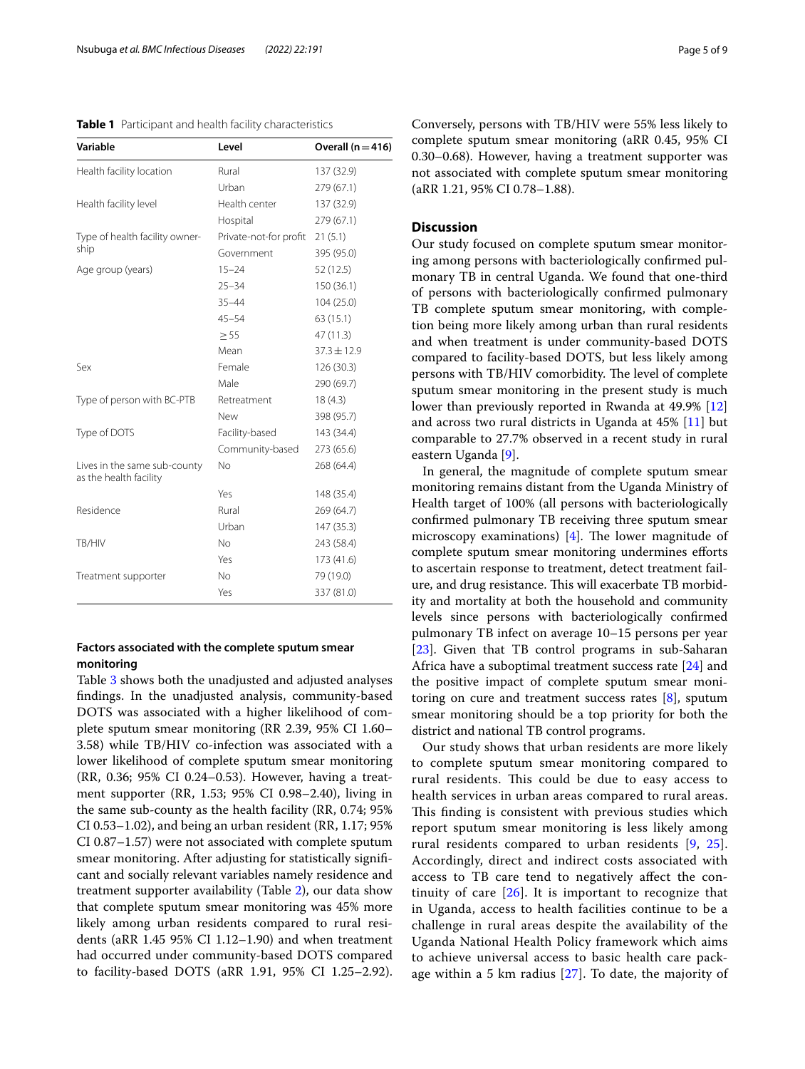**Table 1** Participant and health facility characteristics

| Variable | Level | Overall (n = 416) |
|---|---|---|
| Health facility location | Rural | 137 (32.9) |
| | Urban | 279 (67.1) |
| Health facility level | Health center | 137 (32.9) |
| | Hospital | 279 (67.1) |
| Type of health facility ownership | Private-not-for profit | 21 (5.1) |
| | Government | 395 (95.0) |
| Age group (years) | 15–24 | 52 (12.5) |
| | 25–34 | 150 (36.1) |
| | 35–44 | 104 (25.0) |
| | 45–54 | 63 (15.1) |
| | ≥ 55 | 47 (11.3) |
| | Mean | 37.3 ± 12.9 |
| Sex | Female | 126 (30.3) |
| | Male | 290 (69.7) |
| Type of person with BC-PTB | Retreatment | 18 (4.3) |
| | New | 398 (95.7) |
| Type of DOTS | Facility-based | 143 (34.4) |
| | Community-based | 273 (65.6) |
| Lives in the same sub-county as the health facility | No | 268 (64.4) |
| | Yes | 148 (35.4) |
| Residence | Rural | 269 (64.7) |
| | Urban | 147 (35.3) |
| TB/HIV | No | 243 (58.4) |
| | Yes | 173 (41.6) |
| Treatment supporter | No | 79 (19.0) |
| | Yes | 337 (81.0) |

### Factors associated with the complete sputum smear monitoring

Table 3 shows both the unadjusted and adjusted analyses findings. In the unadjusted analysis, community-based DOTS was associated with a higher likelihood of complete sputum smear monitoring (RR 2.39, 95% CI 1.60–3.58) while TB/HIV co-infection was associated with a lower likelihood of complete sputum smear monitoring (RR, 0.36; 95% CI 0.24–0.53). However, having a treatment supporter (RR, 1.53; 95% CI 0.98–2.40), living in the same sub-county as the health facility (RR, 0.74; 95% CI 0.53–1.02), and being an urban resident (RR, 1.17; 95% CI 0.87–1.57) were not associated with complete sputum smear monitoring. After adjusting for statistically significant and socially relevant variables namely residence and treatment supporter availability (Table 2), our data show that complete sputum smear monitoring was 45% more likely among urban residents compared to rural residents (aRR 1.45 95% CI 1.12–1.90) and when treatment had occurred under community-based DOTS compared to facility-based DOTS (aRR 1.91, 95% CI 1.25–2.92). Conversely, persons with TB/HIV were 55% less likely to complete sputum smear monitoring (aRR 0.45, 95% CI 0.30–0.68). However, having a treatment supporter was not associated with complete sputum smear monitoring (aRR 1.21, 95% CI 0.78–1.88).

## Discussion

Our study focused on complete sputum smear monitoring among persons with bacteriologically confirmed pulmonary TB in central Uganda. We found that one-third of persons with bacteriologically confirmed pulmonary TB complete sputum smear monitoring, with completion being more likely among urban than rural residents and when treatment is under community-based DOTS compared to facility-based DOTS, but less likely among persons with TB/HIV comorbidity. The level of complete sputum smear monitoring in the present study is much lower than previously reported in Rwanda at 49.9% [12] and across two rural districts in Uganda at 45% [11] but comparable to 27.7% observed in a recent study in rural eastern Uganda [9].

In general, the magnitude of complete sputum smear monitoring remains distant from the Uganda Ministry of Health target of 100% (all persons with bacteriologically confirmed pulmonary TB receiving three sputum smear microscopy examinations) [4]. The lower magnitude of complete sputum smear monitoring undermines efforts to ascertain response to treatment, detect treatment failure, and drug resistance. This will exacerbate TB morbidity and mortality at both the household and community levels since persons with bacteriologically confirmed pulmonary TB infect on average 10–15 persons per year [23]. Given that TB control programs in sub-Saharan Africa have a suboptimal treatment success rate [24] and the positive impact of complete sputum smear monitoring on cure and treatment success rates [8], sputum smear monitoring should be a top priority for both the district and national TB control programs.

Our study shows that urban residents are more likely to complete sputum smear monitoring compared to rural residents. This could be due to easy access to health services in urban areas compared to rural areas. This finding is consistent with previous studies which report sputum smear monitoring is less likely among rural residents compared to urban residents [9, 25]. Accordingly, direct and indirect costs associated with access to TB care tend to negatively affect the continuity of care [26]. It is important to recognize that in Uganda, access to health facilities continue to be a challenge in rural areas despite the availability of the Uganda National Health Policy framework which aims to achieve universal access to basic health care package within a 5 km radius [27]. To date, the majority of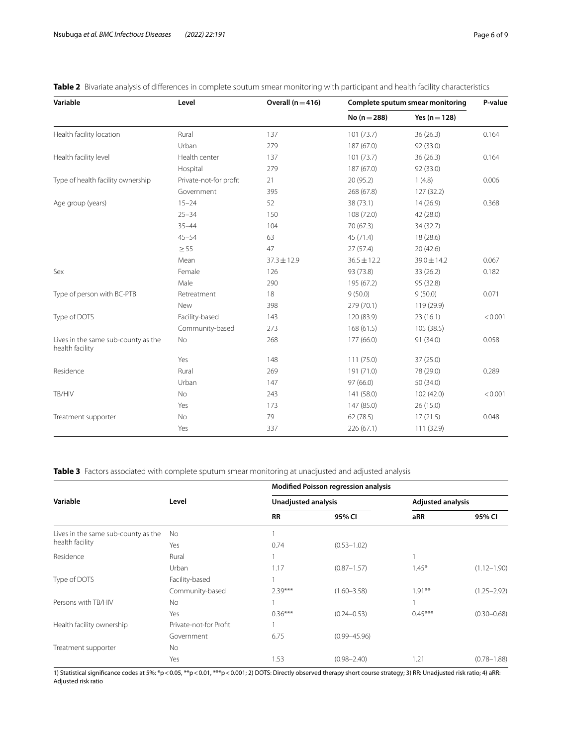**Table 2** Bivariate analysis of differences in complete sputum smear monitoring with participant and health facility characteristics

| Variable | Level | Overall (n = 416) | Complete sputum smear monitoring | | P-value |
|---|---|---|---|---|---|
| | | | No (n = 288) | Yes (n = 128) | |
| Health facility location | Rural | 137 | 101 (73.7) | 36 (26.3) | 0.164 |
| | Urban | 279 | 187 (67.0) | 92 (33.0) | |
| Health facility level | Health center | 137 | 101 (73.7) | 36 (26.3) | 0.164 |
| | Hospital | 279 | 187 (67.0) | 92 (33.0) | |
| Type of health facility ownership | Private-not-for profit | 21 | 20 (95.2) | 1 (4.8) | 0.006 |
| | Government | 395 | 268 (67.8) | 127 (32.2) | |
| Age group (years) | 15–24 | 52 | 38 (73.1) | 14 (26.9) | 0.368 |
| | 25–34 | 150 | 108 (72.0) | 42 (28.0) | |
| | 35–44 | 104 | 70 (67.3) | 34 (32.7) | |
| | 45–54 | 63 | 45 (71.4) | 18 (28.6) | |
| | ≥ 55 | 47 | 27 (57.4) | 20 (42.6) | |
| | Mean | 37.3 ± 12.9 | 36.5 ± 12.2 | 39.0 ± 14.2 | 0.067 |
| Sex | Female | 126 | 93 (73.8) | 33 (26.2) | 0.182 |
| | Male | 290 | 195 (67.2) | 95 (32.8) | |
| Type of person with BC-PTB | Retreatment | 18 | 9 (50.0) | 9 (50.0) | 0.071 |
| | New | 398 | 279 (70.1) | 119 (29.9) | |
| Type of DOTS | Facility-based | 143 | 120 (83.9) | 23 (16.1) | < 0.001 |
| | Community-based | 273 | 168 (61.5) | 105 (38.5) | |
| Lives in the same sub-county as the health facility | No | 268 | 177 (66.0) | 91 (34.0) | 0.058 |
| | Yes | 148 | 111 (75.0) | 37 (25.0) | |
| Residence | Rural | 269 | 191 (71.0) | 78 (29.0) | 0.289 |
| | Urban | 147 | 97 (66.0) | 50 (34.0) | |
| TB/HIV | No | 243 | 141 (58.0) | 102 (42.0) | < 0.001 |
| | Yes | 173 | 147 (85.0) | 26 (15.0) | |
| Treatment supporter | No | 79 | 62 (78.5) | 17 (21.5) | 0.048 |
| | Yes | 337 | 226 (67.1) | 111 (32.9) | |

**Table 3** Factors associated with complete sputum smear monitoring at unadjusted and adjusted analysis

| Variable | Level | Modified Poisson regression analysis | | | |
|---|---|---|---|---|---|
| | | Unadjusted analysis | | Adjusted analysis | |
| | | RR | 95% CI | aRR | 95% CI |
| Lives in the same sub-county as the health facility | No | 1 | | | |
| | Yes | 0.74 | (0.53–1.02) | | |
| Residence | Rural | 1 | | 1 | |
| | Urban | 1.17 | (0.87–1.57) | 1.45* | (1.12–1.90) |
| Type of DOTS | Facility-based | 1 | | | |
| | Community-based | 2.39*** | (1.60–3.58) | 1.91** | (1.25–2.92) |
| Persons with TB/HIV | No | 1 | | 1 | |
| | Yes | 0.36*** | (0.24–0.53) | 0.45*** | (0.30–0.68) |
| Health facility ownership | Private-not-for Profit | 1 | | | |
| | Government | 6.75 | (0.99–45.96) | | |
| Treatment supporter | No | | | | |
| | Yes | 1.53 | (0.98–2.40) | 1.21 | (0.78–1.88) |

1) Statistical significance codes at 5%: *p < 0.05, **p < 0.01, ***p < 0.001; 2) DOTS: Directly observed therapy short course strategy; 3) RR: Unadjusted risk ratio; 4) aRR: Adjusted risk ratio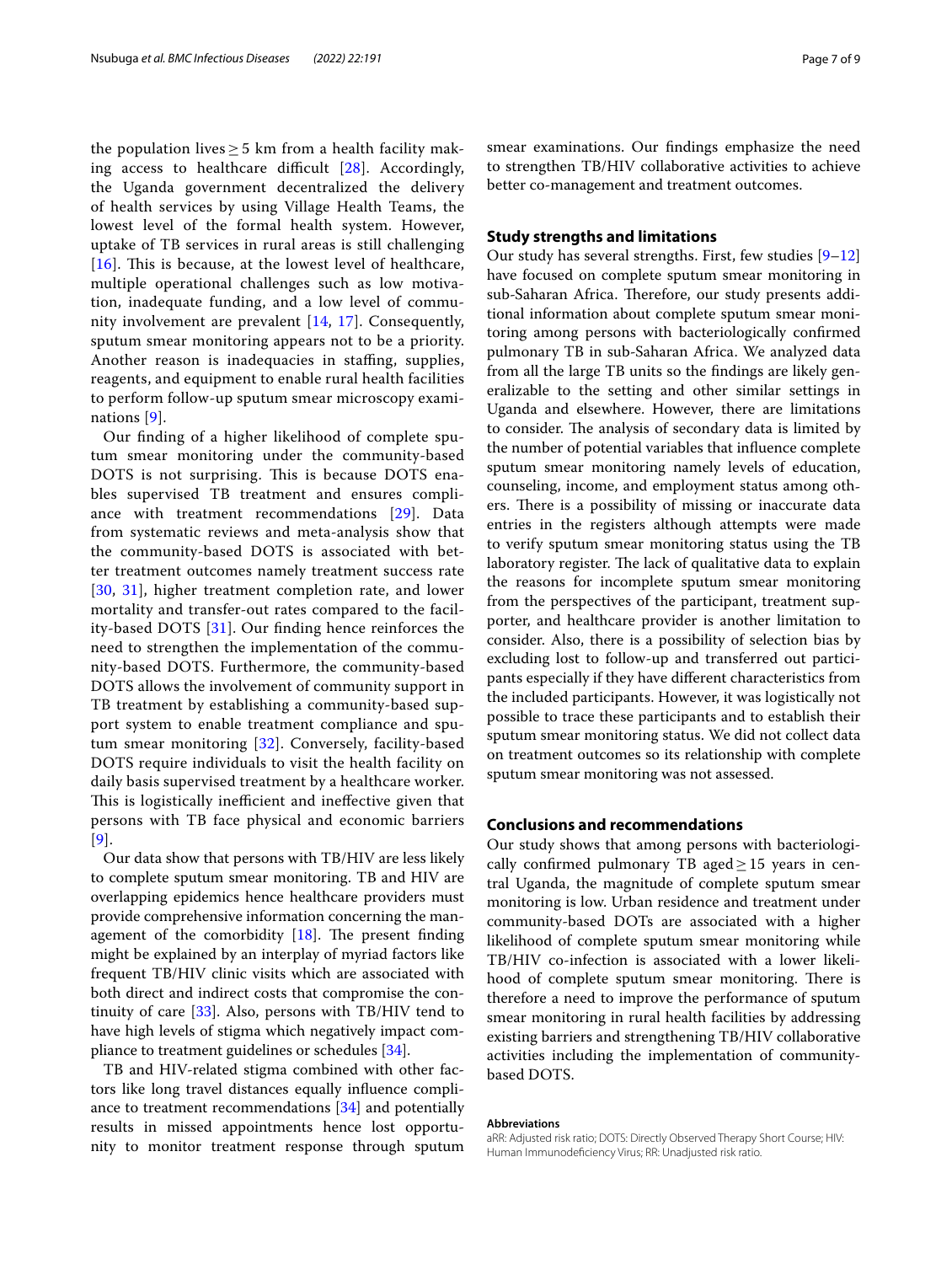the population lives ≥ 5 km from a health facility making access to healthcare difficult [28]. Accordingly, the Uganda government decentralized the delivery of health services by using Village Health Teams, the lowest level of the formal health system. However, uptake of TB services in rural areas is still challenging [16]. This is because, at the lowest level of healthcare, multiple operational challenges such as low motivation, inadequate funding, and a low level of community involvement are prevalent [14, 17]. Consequently, sputum smear monitoring appears not to be a priority. Another reason is inadequacies in staffing, supplies, reagents, and equipment to enable rural health facilities to perform follow-up sputum smear microscopy examinations [9].

Our finding of a higher likelihood of complete sputum smear monitoring under the community-based DOTS is not surprising. This is because DOTS enables supervised TB treatment and ensures compliance with treatment recommendations [29]. Data from systematic reviews and meta-analysis show that the community-based DOTS is associated with better treatment outcomes namely treatment success rate [30, 31], higher treatment completion rate, and lower mortality and transfer-out rates compared to the facility-based DOTS [31]. Our finding hence reinforces the need to strengthen the implementation of the community-based DOTS. Furthermore, the community-based DOTS allows the involvement of community support in TB treatment by establishing a community-based support system to enable treatment compliance and sputum smear monitoring [32]. Conversely, facility-based DOTS require individuals to visit the health facility on daily basis supervised treatment by a healthcare worker. This is logistically inefficient and ineffective given that persons with TB face physical and economic barriers [9].

Our data show that persons with TB/HIV are less likely to complete sputum smear monitoring. TB and HIV are overlapping epidemics hence healthcare providers must provide comprehensive information concerning the management of the comorbidity [18]. The present finding might be explained by an interplay of myriad factors like frequent TB/HIV clinic visits which are associated with both direct and indirect costs that compromise the continuity of care [33]. Also, persons with TB/HIV tend to have high levels of stigma which negatively impact compliance to treatment guidelines or schedules [34].

TB and HIV-related stigma combined with other factors like long travel distances equally influence compliance to treatment recommendations [34] and potentially results in missed appointments hence lost opportunity to monitor treatment response through sputum smear examinations. Our findings emphasize the need to strengthen TB/HIV collaborative activities to achieve better co-management and treatment outcomes.

## Study strengths and limitations

Our study has several strengths. First, few studies [9–12] have focused on complete sputum smear monitoring in sub-Saharan Africa. Therefore, our study presents additional information about complete sputum smear monitoring among persons with bacteriologically confirmed pulmonary TB in sub-Saharan Africa. We analyzed data from all the large TB units so the findings are likely generalizable to the setting and other similar settings in Uganda and elsewhere. However, there are limitations to consider. The analysis of secondary data is limited by the number of potential variables that influence complete sputum smear monitoring namely levels of education, counseling, income, and employment status among others. There is a possibility of missing or inaccurate data entries in the registers although attempts were made to verify sputum smear monitoring status using the TB laboratory register. The lack of qualitative data to explain the reasons for incomplete sputum smear monitoring from the perspectives of the participant, treatment supporter, and healthcare provider is another limitation to consider. Also, there is a possibility of selection bias by excluding lost to follow-up and transferred out participants especially if they have different characteristics from the included participants. However, it was logistically not possible to trace these participants and to establish their sputum smear monitoring status. We did not collect data on treatment outcomes so its relationship with complete sputum smear monitoring was not assessed.

## Conclusions and recommendations

Our study shows that among persons with bacteriologically confirmed pulmonary TB aged ≥ 15 years in central Uganda, the magnitude of complete sputum smear monitoring is low. Urban residence and treatment under community-based DOTs are associated with a higher likelihood of complete sputum smear monitoring while TB/HIV co-infection is associated with a lower likelihood of complete sputum smear monitoring. There is therefore a need to improve the performance of sputum smear monitoring in rural health facilities by addressing existing barriers and strengthening TB/HIV collaborative activities including the implementation of community-based DOTS.

**Abbreviations**

aRR: Adjusted risk ratio; DOTS: Directly Observed Therapy Short Course; HIV: Human Immunodeficiency Virus; RR: Unadjusted risk ratio.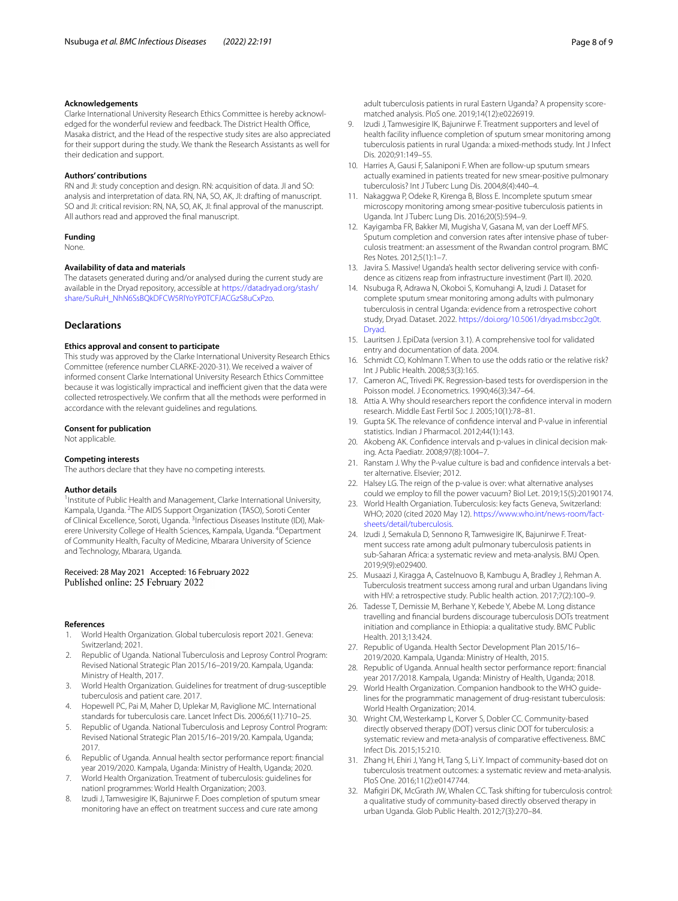### Acknowledgements

Clarke International University Research Ethics Committee is hereby acknowledged for the wonderful review and feedback. The District Health Office, Masaka district, and the Head of the respective study sites are also appreciated for their support during the study. We thank the Research Assistants as well for their dedication and support.

### Authors' contributions

RN and JI: study conception and design. RN: acquisition of data. JI and SO: analysis and interpretation of data. RN, NA, SO, AK, JI: drafting of manuscript. SO and JI: critical revision: RN, NA, SO, AK, JI: final approval of the manuscript. All authors read and approved the final manuscript.

### Funding

None.

### Availability of data and materials

The datasets generated during and/or analysed during the current study are available in the Dryad repository, accessible at https://datadryad.org/stash/share/5uRuH_NhN6SsBQkDFCW5RIYoYP0TCFJACGzS8uCxPzo.

## Declarations

### Ethics approval and consent to participate

This study was approved by the Clarke International University Research Ethics Committee (reference number CLARKE-2020-31). We received a waiver of informed consent Clarke International University Research Ethics Committee because it was logistically impractical and inefficient given that the data were collected retrospectively. We confirm that all the methods were performed in accordance with the relevant guidelines and regulations.

### Consent for publication

Not applicable.

### Competing interests

The authors declare that they have no competing interests.

### Author details

[1] Institute of Public Health and Management, Clarke International University, Kampala, Uganda. [2] The AIDS Support Organization (TASO), Soroti Center of Clinical Excellence, Soroti, Uganda. [3] Infectious Diseases Institute (IDI), Makerere University College of Health Sciences, Kampala, Uganda. [4] Department of Community Health, Faculty of Medicine, Mbarara University of Science and Technology, Mbarara, Uganda.

Received: 28 May 2021 Accepted: 16 February 2022
Published online: 25 February 2022

### References

1. World Health Organization. Global tuberculosis report 2021. Geneva: Switzerland; 2021.
2. Republic of Uganda. National Tuberculosis and Leprosy Control Program: Revised National Strategic Plan 2015/16–2019/20. Kampala, Uganda: Ministry of Health, 2017.
3. World Health Organization. Guidelines for treatment of drug-susceptible tuberculosis and patient care. 2017.
4. Hopewell PC, Pai M, Maher D, Uplekar M, Raviglione MC. International standards for tuberculosis care. Lancet Infect Dis. 2006;6(11):710–25.
5. Republic of Uganda. National Tuberculosis and Leprosy Control Program: Revised National Strategic Plan 2015/16–2019/20. Kampala, Uganda; 2017.
6. Republic of Uganda. Annual health sector performance report: financial year 2019/2020. Kampala, Uganda: Ministry of Health, Uganda; 2020.
7. World Health Organization. Treatment of tuberculosis: guidelines for nationl programmes: World Health Organization; 2003.
8. Izudi J, Tamwesigire IK, Bajunirwe F. Does completion of sputum smear monitoring have an effect on treatment success and cure rate among adult tuberculosis patients in rural Eastern Uganda? A propensity score-matched analysis. PloS one. 2019;14(12):e0226919.
9. Izudi J, Tamwesigire IK, Bajunirwe F. Treatment supporters and level of health facility influence completion of sputum smear monitoring among tuberculosis patients in rural Uganda: a mixed-methods study. Int J Infect Dis. 2020;91:149–55.
10. Harries A, Gausi F, Salaniponi F. When are follow-up sputum smears actually examined in patients treated for new smear-positive pulmonary tuberculosis? Int J Tuberc Lung Dis. 2004;8(4):440–4.
11. Nakaggwa P, Odeke R, Kirenga B, Bloss E. Incomplete sputum smear microscopy monitoring among smear-positive tuberculosis patients in Uganda. Int J Tuberc Lung Dis. 2016;20(5):594–9.
12. Kayigamba FR, Bakker MI, Mugisha V, Gasana M, van der Loeff MFS. Sputum completion and conversion rates after intensive phase of tuberculosis treatment: an assessment of the Rwandan control program. BMC Res Notes. 2012;5(1):1–7.
13. Javira S. Massive! Uganda's health sector delivering service with confidence as citizens reap from infrastructure investiment (Part II). 2020.
14. Nsubuga R, Adrawa N, Okoboi S, Komuhangi A, Izudi J. Dataset for complete sputum smear monitoring among adults with pulmonary tuberculosis in central Uganda: evidence from a retrospective cohort study, Dryad. Dataset. 2022. https://doi.org/10.5061/dryad.msbcc2g0t. Dryad.
15. Lauritsen J. EpiData (version 3.1). A comprehensive tool for validated entry and documentation of data. 2004.
16. Schmidt CO, Kohlmann T. When to use the odds ratio or the relative risk? Int J Public Health. 2008;53(3):165.
17. Cameron AC, Trivedi PK. Regression-based tests for overdispersion in the Poisson model. J Econometrics. 1990;46(3):347–64.
18. Attia A. Why should researchers report the confidence interval in modern research. Middle East Fertil Soc J. 2005;10(1):78–81.
19. Gupta SK. The relevance of confidence interval and P-value in inferential statistics. Indian J Pharmacol. 2012;44(1):143.
20. Akobeng AK. Confidence intervals and p-values in clinical decision making. Acta Paediatr. 2008;97(8):1004–7.
21. Ranstam J. Why the P-value culture is bad and confidence intervals a better alternative. Elsevier; 2012.
22. Halsey LG. The reign of the p-value is over: what alternative analyses could we employ to fill the power vacuum? Biol Let. 2019;15(5):20190174.
23. World Health Organiation. Tuberculosis: key facts Geneva, Switzerland: WHO; 2020 (cited 2020 May 12). https://www.who.int/news-room/fact-sheets/detail/tuberculosis.
24. Izudi J, Semakula D, Sennono R, Tamwesigire IK, Bajunirwe F. Treatment success rate among adult pulmonary tuberculosis patients in sub-Saharan Africa: a systematic review and meta-analysis. BMJ Open. 2019;9(9):e029400.
25. Musaazi J, Kiragga A, Castelnuovo B, Kambugu A, Bradley J, Rehman A. Tuberculosis treatment success among rural and urban Ugandans living with HIV: a retrospective study. Public health action. 2017;7(2):100–9.
26. Tadesse T, Demissie M, Berhane Y, Kebede Y, Abebe M. Long distance travelling and financial burdens discourage tuberculosis DOTs treatment initiation and compliance in Ethiopia: a qualitative study. BMC Public Health. 2013;13:424.
27. Republic of Uganda. Health Sector Development Plan 2015/16–2019/2020. Kampala, Uganda: Ministry of Health, 2015.
28. Republic of Uganda. Annual health sector performance report: financial year 2017/2018. Kampala, Uganda: Ministry of Health, Uganda; 2018.
29. World Health Organization. Companion handbook to the WHO guidelines for the programmatic management of drug-resistant tuberculosis: World Health Organization; 2014.
30. Wright CM, Westerkamp L, Korver S, Dobler CC. Community-based directly observed therapy (DOT) versus clinic DOT for tuberculosis: a systematic review and meta-analysis of comparative effectiveness. BMC Infect Dis. 2015;15:210.
31. Zhang H, Ehiri J, Yang H, Tang S, Li Y. Impact of community-based dot on tuberculosis treatment outcomes: a systematic review and meta-analysis. PloS One. 2016;11(2):e0147744.
32. Mafigiri DK, McGrath JW, Whalen CC. Task shifting for tuberculosis control: a qualitative study of community-based directly observed therapy in urban Uganda. Glob Public Health. 2012;7(3):270–84.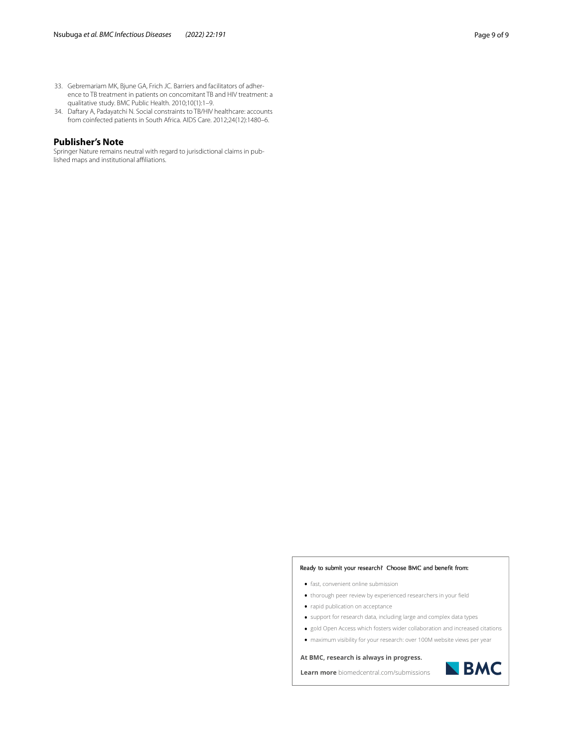33. Gebremariam MK, Bjune GA, Frich JC. Barriers and facilitators of adherence to TB treatment in patients on concomitant TB and HIV treatment: a qualitative study. BMC Public Health. 2010;10(1):1–9.
34. Daftary A, Padayatchi N. Social constraints to TB/HIV healthcare: accounts from coinfected patients in South Africa. AIDS Care. 2012;24(12):1480–6.

## Publisher's Note

Springer Nature remains neutral with regard to jurisdictional claims in published maps and institutional affiliations.

Ready to submit your research? Choose BMC and benefit from:

- fast, convenient online submission
- thorough peer review by experienced researchers in your field
- rapid publication on acceptance
- support for research data, including large and complex data types
- gold Open Access which fosters wider collaboration and increased citations
- maximum visibility for your research: over 100M website views per year

**At BMC, research is always in progress.**

**Learn more** biomedcentral.com/submissions

BMC